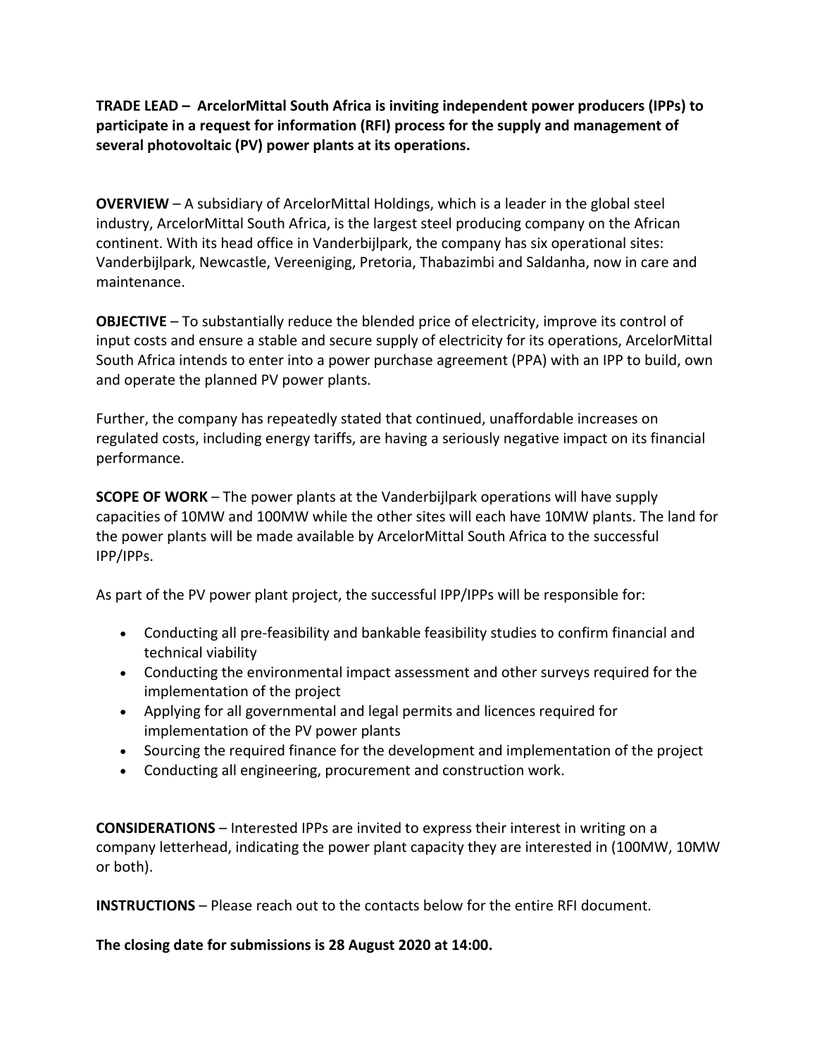**TRADE LEAD – ArcelorMittal South Africa is inviting independent power producers (IPPs) to participate in a request for information (RFI) process for the supply and management of several photovoltaic (PV) power plants at its operations.**

**OVERVIEW** – A subsidiary of ArcelorMittal Holdings, which is a leader in the global steel industry, ArcelorMittal South Africa, is the largest steel producing company on the African continent. With its head office in Vanderbijlpark, the company has six operational sites: Vanderbijlpark, Newcastle, Vereeniging, Pretoria, Thabazimbi and Saldanha, now in care and maintenance.

**OBJECTIVE** – To substantially reduce the blended price of electricity, improve its control of input costs and ensure a stable and secure supply of electricity for its operations, ArcelorMittal South Africa intends to enter into a power purchase agreement (PPA) with an IPP to build, own and operate the planned PV power plants.

Further, the company has repeatedly stated that continued, unaffordable increases on regulated costs, including energy tariffs, are having a seriously negative impact on its financial performance.

**SCOPE OF WORK** – The power plants at the Vanderbijlpark operations will have supply capacities of 10MW and 100MW while the other sites will each have 10MW plants. The land for the power plants will be made available by ArcelorMittal South Africa to the successful IPP/IPPs.

As part of the PV power plant project, the successful IPP/IPPs will be responsible for:

- Conducting all pre-feasibility and bankable feasibility studies to confirm financial and technical viability
- Conducting the environmental impact assessment and other surveys required for the implementation of the project
- Applying for all governmental and legal permits and licences required for implementation of the PV power plants
- Sourcing the required finance for the development and implementation of the project
- Conducting all engineering, procurement and construction work.

**CONSIDERATIONS** – Interested IPPs are invited to express their interest in writing on a company letterhead, indicating the power plant capacity they are interested in (100MW, 10MW or both).

**INSTRUCTIONS** – Please reach out to the contacts below for the entire RFI document.

**The closing date for submissions is 28 August 2020 at 14:00.**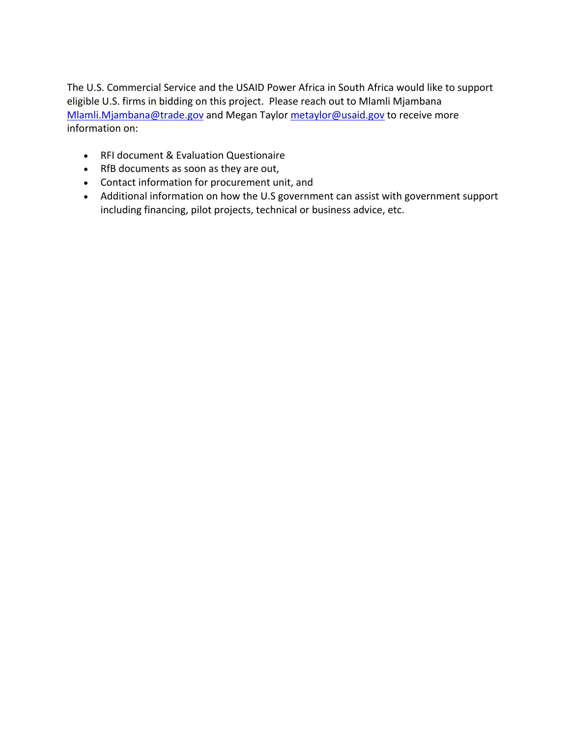The U.S. Commercial Service and the USAID Power Africa in South Africa would like to support eligible U.S. firms in bidding on this project. Please reach out to Mlamli Mjambana Mlamli.Mjambana@trade.gov and Megan Taylor metaylor@usaid.gov to receive more information on:

- RFI document & Evaluation Questionaire
- RfB documents as soon as they are out,
- Contact information for procurement unit, and
- Additional information on how the U.S government can assist with government support including financing, pilot projects, technical or business advice, etc.